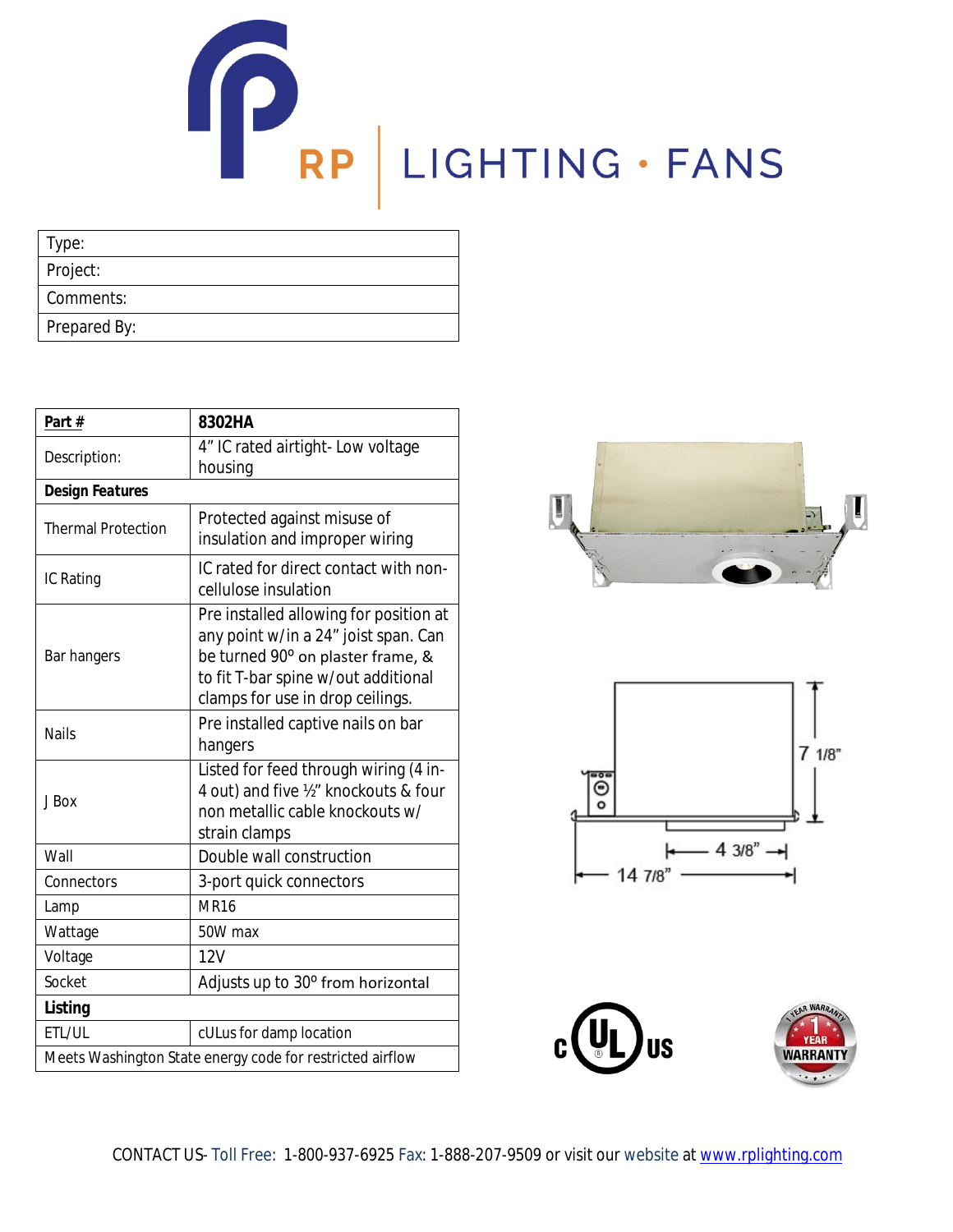RP | LIGHTING · FANS

| Type: |
|---|
| Project: |
| Comments: |
| Prepared By: |

| **Part #** | **8302HA** |
|---|---|
| Description: | 4" IC rated airtight- Low voltage housing |
| **Design Features** | |
| Thermal Protection | Protected against misuse of insulation and improper wiring |
| IC Rating | IC rated for direct contact with non-cellulose insulation |
| Bar hangers | Pre installed allowing for position at any point w/in a 24" joist span. Can be turned 90º on plaster frame, & to fit T-bar spine w/out additional clamps for use in drop ceilings. |
| Nails | Pre installed captive nails on bar hangers |
| J Box | Listed for feed through wiring (4 in-4 out) and five ½" knockouts & four non metallic cable knockouts w/ strain clamps |
| Wall | Double wall construction |
| Connectors | 3-port quick connectors |
| Lamp | MR16 |
| Wattage | 50W max |
| Voltage | 12V |
| Socket | Adjusts up to 30º from horizontal |
| **Listing** | |
| ETL/UL | cULus for damp location |
| Meets Washington State energy code for restricted airflow | |

7 1/8"

4 3/8"

14 7/8"

c UL us

1 YEAR WARRANTY

CONTACT US- Toll Free: 1-800-937-6925 Fax: 1-888-207-9509 or visit our website at www.rplighting.com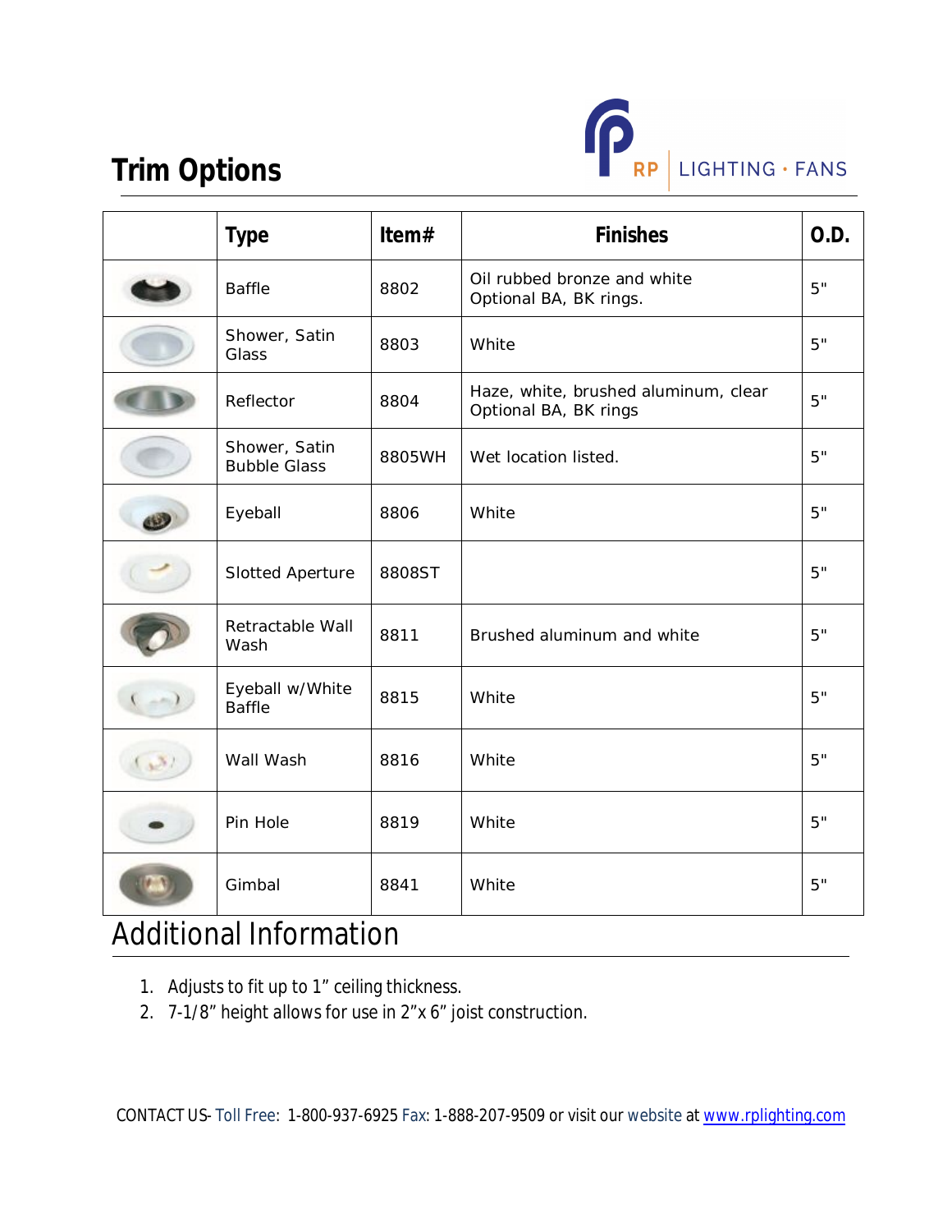## Trim Options

RP | LIGHTING · FANS

| | Type | Item# | Finishes | O.D. |
|---|---|---|---|---|
| | Baffle | 8802 | Oil rubbed bronze and white Optional BA, BK rings. | 5" |
| | Shower, Satin Glass | 8803 | White | 5" |
| | Reflector | 8804 | Haze, white, brushed aluminum, clear Optional BA, BK rings | 5" |
| | Shower, Satin Bubble Glass | 8805WH | Wet location listed. | 5" |
| | Eyeball | 8806 | White | 5" |
| | Slotted Aperture | 8808ST | | 5" |
| | Retractable Wall Wash | 8811 | Brushed aluminum and white | 5" |
| | Eyeball w/White Baffle | 8815 | White | 5" |
| | Wall Wash | 8816 | White | 5" |
| | Pin Hole | 8819 | White | 5" |
| | Gimbal | 8841 | White | 5" |

## Additional Information

1. Adjusts to fit up to 1" ceiling thickness.
2. 7-1/8" height allows for use in 2"x 6" joist construction.

CONTACT US- Toll Free: 1-800-937-6925 Fax: 1-888-207-9509 or visit our website at www.rplighting.com